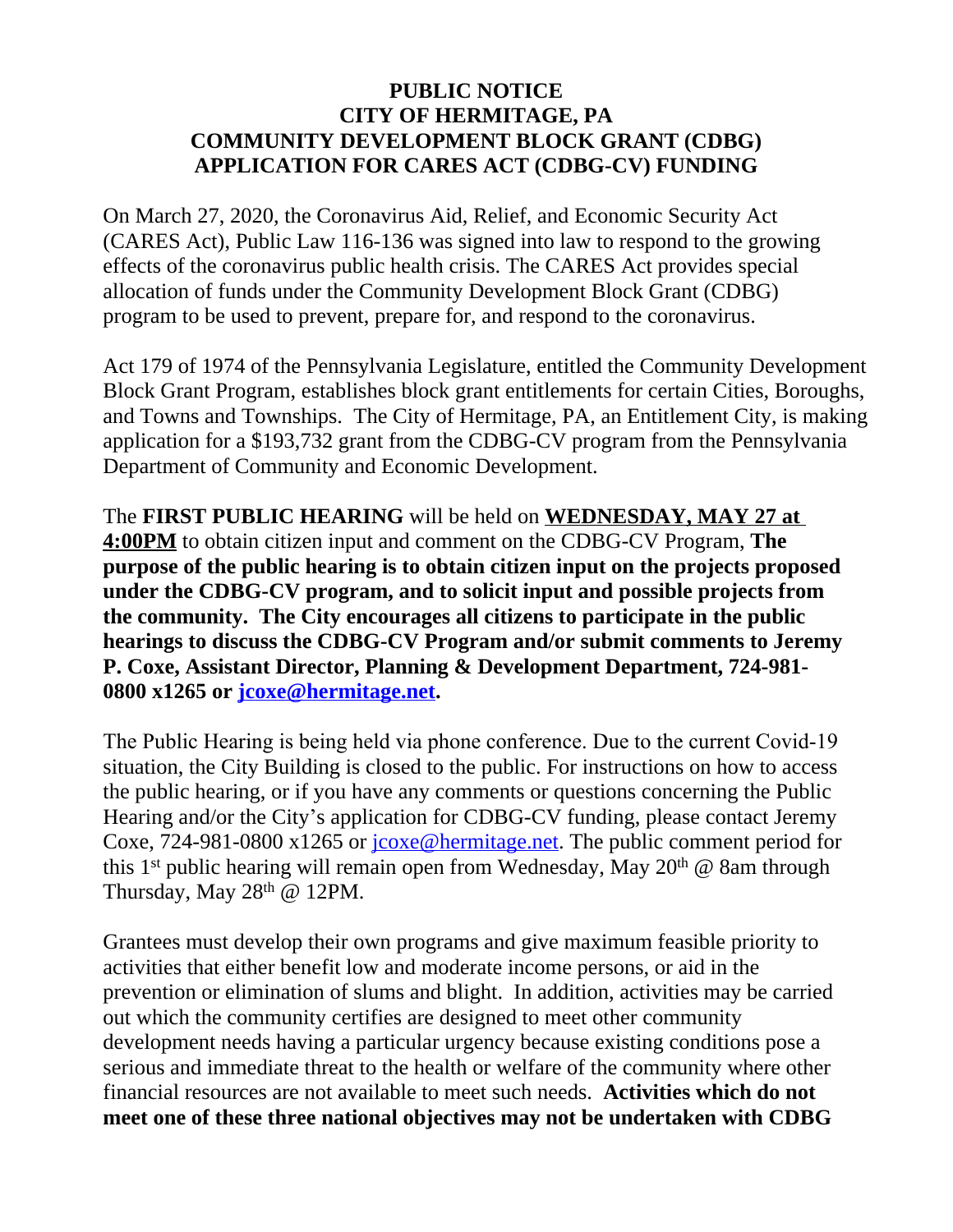# PUBLIC NOTICE
# CITY OF HERMITAGE, PA
# COMMUNITY DEVELOPMENT BLOCK GRANT (CDBG)
# APPLICATION FOR CARES ACT (CDBG-CV) FUNDING

On March 27, 2020, the Coronavirus Aid, Relief, and Economic Security Act (CARES Act), Public Law 116-136 was signed into law to respond to the growing effects of the coronavirus public health crisis. The CARES Act provides special allocation of funds under the Community Development Block Grant (CDBG) program to be used to prevent, prepare for, and respond to the coronavirus.

Act 179 of 1974 of the Pennsylvania Legislature, entitled the Community Development Block Grant Program, establishes block grant entitlements for certain Cities, Boroughs, and Towns and Townships. The City of Hermitage, PA, an Entitlement City, is making application for a $193,732 grant from the CDBG-CV program from the Pennsylvania Department of Community and Economic Development.

The **FIRST PUBLIC HEARING** will be held on **WEDNESDAY, MAY 27 at 4:00PM** to obtain citizen input and comment on the CDBG-CV Program, **The purpose of the public hearing is to obtain citizen input on the projects proposed under the CDBG-CV program, and to solicit input and possible projects from the community. The City encourages all citizens to participate in the public hearings to discuss the CDBG-CV Program and/or submit comments to Jeremy P. Coxe, Assistant Director, Planning & Development Department, 724-981-0800 x1265 or jcoxe@hermitage.net.**

The Public Hearing is being held via phone conference. Due to the current Covid-19 situation, the City Building is closed to the public. For instructions on how to access the public hearing, or if you have any comments or questions concerning the Public Hearing and/or the City's application for CDBG-CV funding, please contact Jeremy Coxe, 724-981-0800 x1265 or jcoxe@hermitage.net. The public comment period for this 1st public hearing will remain open from Wednesday, May 20th @ 8am through Thursday, May 28th @ 12PM.

Grantees must develop their own programs and give maximum feasible priority to activities that either benefit low and moderate income persons, or aid in the prevention or elimination of slums and blight. In addition, activities may be carried out which the community certifies are designed to meet other community development needs having a particular urgency because existing conditions pose a serious and immediate threat to the health or welfare of the community where other financial resources are not available to meet such needs. **Activities which do not meet one of these three national objectives may not be undertaken with CDBG**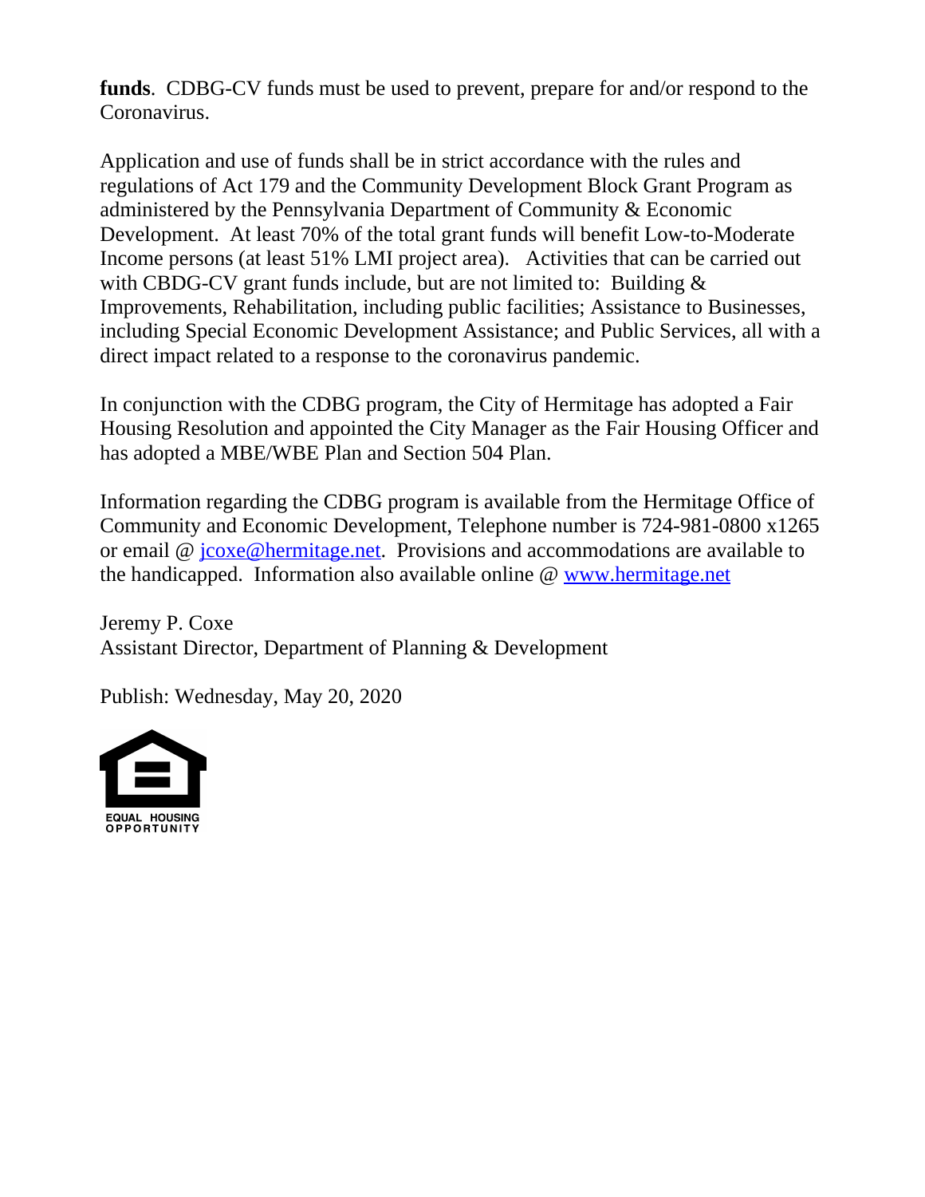**funds**. CDBG-CV funds must be used to prevent, prepare for and/or respond to the Coronavirus.

Application and use of funds shall be in strict accordance with the rules and regulations of Act 179 and the Community Development Block Grant Program as administered by the Pennsylvania Department of Community & Economic Development. At least 70% of the total grant funds will benefit Low-to-Moderate Income persons (at least 51% LMI project area). Activities that can be carried out with CBDG-CV grant funds include, but are not limited to: Building & Improvements, Rehabilitation, including public facilities; Assistance to Businesses, including Special Economic Development Assistance; and Public Services, all with a direct impact related to a response to the coronavirus pandemic.

In conjunction with the CDBG program, the City of Hermitage has adopted a Fair Housing Resolution and appointed the City Manager as the Fair Housing Officer and has adopted a MBE/WBE Plan and Section 504 Plan.

Information regarding the CDBG program is available from the Hermitage Office of Community and Economic Development, Telephone number is 724-981-0800 x1265 or email @ [jcoxe@hermitage.net](mailto:jcoxe@hermitage.net). Provisions and accommodations are available to the handicapped. Information also available online @ [www.hermitage.net](http://www.hermitage.net)

Jeremy P. Coxe
Assistant Director, Department of Planning & Development

Publish: Wednesday, May 20, 2020

EQUAL HOUSING
OPPORTUNITY